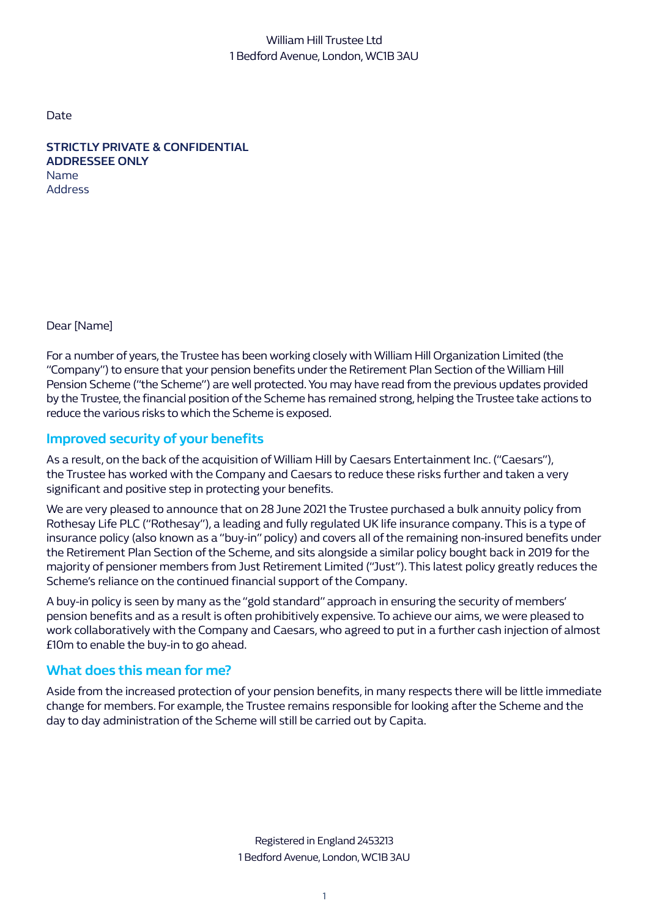William Hill Trustee Ltd
1 Bedford Avenue, London, WC1B 3AU

Date

**STRICTLY PRIVATE & CONFIDENTIAL**
**ADDRESSEE ONLY**
Name
Address

Dear [Name]

For a number of years, the Trustee has been working closely with William Hill Organization Limited (the "Company") to ensure that your pension benefits under the Retirement Plan Section of the William Hill Pension Scheme ("the Scheme") are well protected. You may have read from the previous updates provided by the Trustee, the financial position of the Scheme has remained strong, helping the Trustee take actions to reduce the various risks to which the Scheme is exposed.

## Improved security of your benefits

As a result, on the back of the acquisition of William Hill by Caesars Entertainment Inc. ("Caesars"), the Trustee has worked with the Company and Caesars to reduce these risks further and taken a very significant and positive step in protecting your benefits.

We are very pleased to announce that on 28 June 2021 the Trustee purchased a bulk annuity policy from Rothesay Life PLC ("Rothesay"), a leading and fully regulated UK life insurance company. This is a type of insurance policy (also known as a "buy-in" policy) and covers all of the remaining non-insured benefits under the Retirement Plan Section of the Scheme, and sits alongside a similar policy bought back in 2019 for the majority of pensioner members from Just Retirement Limited ("Just"). This latest policy greatly reduces the Scheme's reliance on the continued financial support of the Company.

A buy-in policy is seen by many as the "gold standard" approach in ensuring the security of members' pension benefits and as a result is often prohibitively expensive. To achieve our aims, we were pleased to work collaboratively with the Company and Caesars, who agreed to put in a further cash injection of almost £10m to enable the buy-in to go ahead.

## What does this mean for me?

Aside from the increased protection of your pension benefits, in many respects there will be little immediate change for members. For example, the Trustee remains responsible for looking after the Scheme and the day to day administration of the Scheme will still be carried out by Capita.

Registered in England 2453213
1 Bedford Avenue, London, WC1B 3AU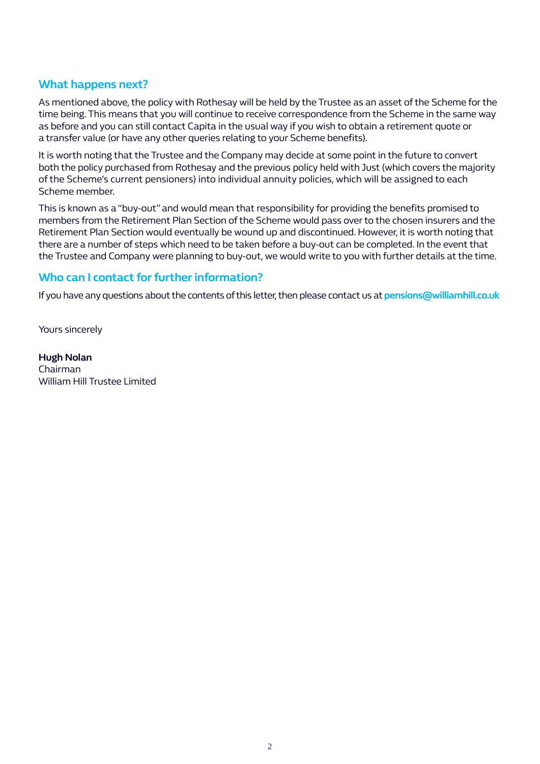## What happens next?

As mentioned above, the policy with Rothesay will be held by the Trustee as an asset of the Scheme for the time being. This means that you will continue to receive correspondence from the Scheme in the same way as before and you can still contact Capita in the usual way if you wish to obtain a retirement quote or a transfer value (or have any other queries relating to your Scheme benefits).

It is worth noting that the Trustee and the Company may decide at some point in the future to convert both the policy purchased from Rothesay and the previous policy held with Just (which covers the majority of the Scheme's current pensioners) into individual annuity policies, which will be assigned to each Scheme member.

This is known as a "buy-out" and would mean that responsibility for providing the benefits promised to members from the Retirement Plan Section of the Scheme would pass over to the chosen insurers and the Retirement Plan Section would eventually be wound up and discontinued. However, it is worth noting that there are a number of steps which need to be taken before a buy-out can be completed. In the event that the Trustee and Company were planning to buy-out, we would write to you with further details at the time.

## Who can I contact for further information?

If you have any questions about the contents of this letter, then please contact us at **pensions@williamhill.co.uk**

Yours sincerely

**Hugh Nolan**
Chairman
William Hill Trustee Limited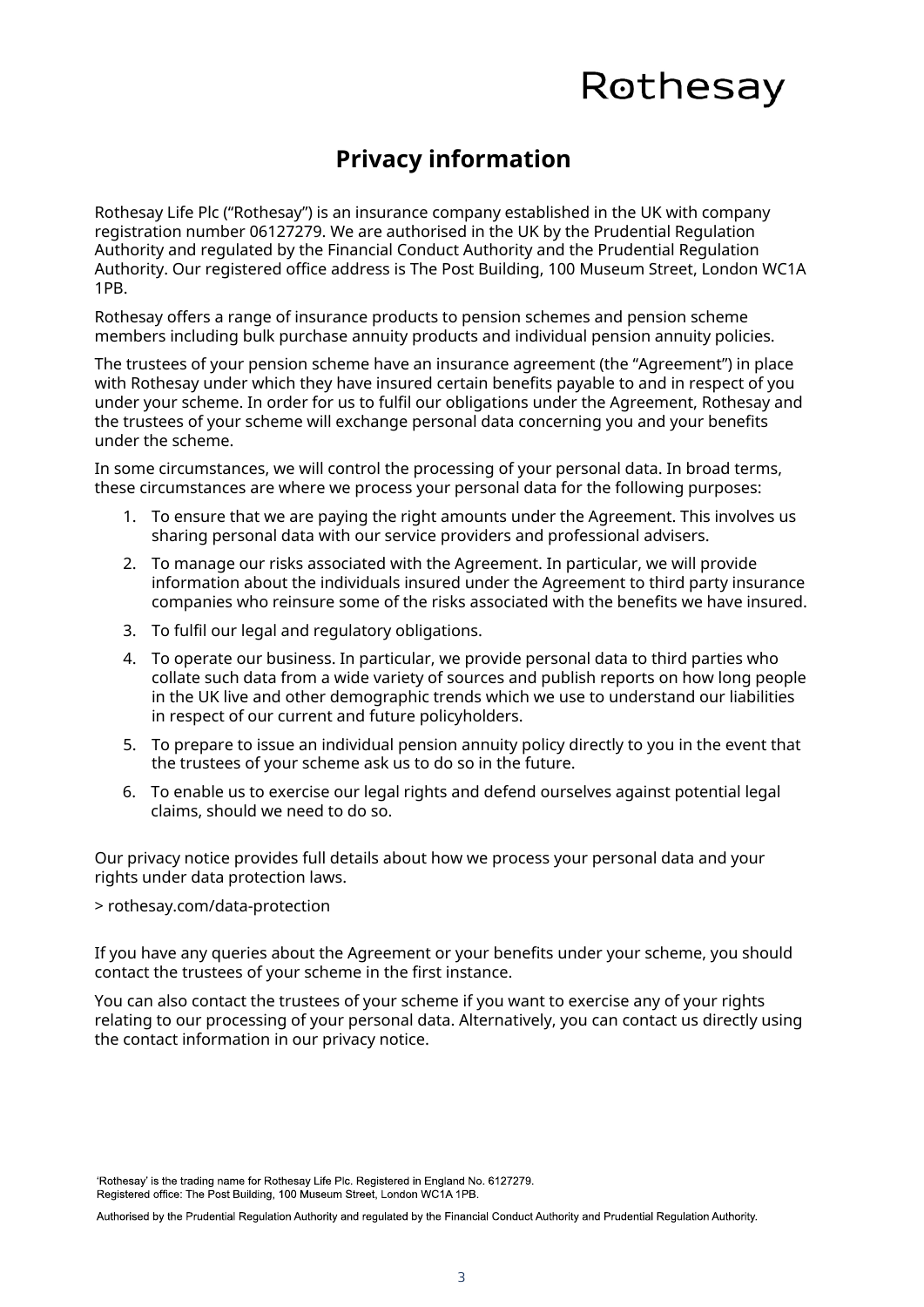Rothesay

# Privacy information

Rothesay Life Plc ("Rothesay") is an insurance company established in the UK with company registration number 06127279. We are authorised in the UK by the Prudential Regulation Authority and regulated by the Financial Conduct Authority and the Prudential Regulation Authority. Our registered office address is The Post Building, 100 Museum Street, London WC1A 1PB.

Rothesay offers a range of insurance products to pension schemes and pension scheme members including bulk purchase annuity products and individual pension annuity policies.

The trustees of your pension scheme have an insurance agreement (the "Agreement") in place with Rothesay under which they have insured certain benefits payable to and in respect of you under your scheme. In order for us to fulfil our obligations under the Agreement, Rothesay and the trustees of your scheme will exchange personal data concerning you and your benefits under the scheme.

In some circumstances, we will control the processing of your personal data. In broad terms, these circumstances are where we process your personal data for the following purposes:

1. To ensure that we are paying the right amounts under the Agreement. This involves us sharing personal data with our service providers and professional advisers.
2. To manage our risks associated with the Agreement. In particular, we will provide information about the individuals insured under the Agreement to third party insurance companies who reinsure some of the risks associated with the benefits we have insured.
3. To fulfil our legal and regulatory obligations.
4. To operate our business. In particular, we provide personal data to third parties who collate such data from a wide variety of sources and publish reports on how long people in the UK live and other demographic trends which we use to understand our liabilities in respect of our current and future policyholders.
5. To prepare to issue an individual pension annuity policy directly to you in the event that the trustees of your scheme ask us to do so in the future.
6. To enable us to exercise our legal rights and defend ourselves against potential legal claims, should we need to do so.

Our privacy notice provides full details about how we process your personal data and your rights under data protection laws.

> rothesay.com/data-protection

If you have any queries about the Agreement or your benefits under your scheme, you should contact the trustees of your scheme in the first instance.

You can also contact the trustees of your scheme if you want to exercise any of your rights relating to our processing of your personal data. Alternatively, you can contact us directly using the contact information in our privacy notice.

'Rothesay' is the trading name for Rothesay Life Plc. Registered in England No. 6127279.
Registered office: The Post Building, 100 Museum Street, London WC1A 1PB.

Authorised by the Prudential Regulation Authority and regulated by the Financial Conduct Authority and Prudential Regulation Authority.